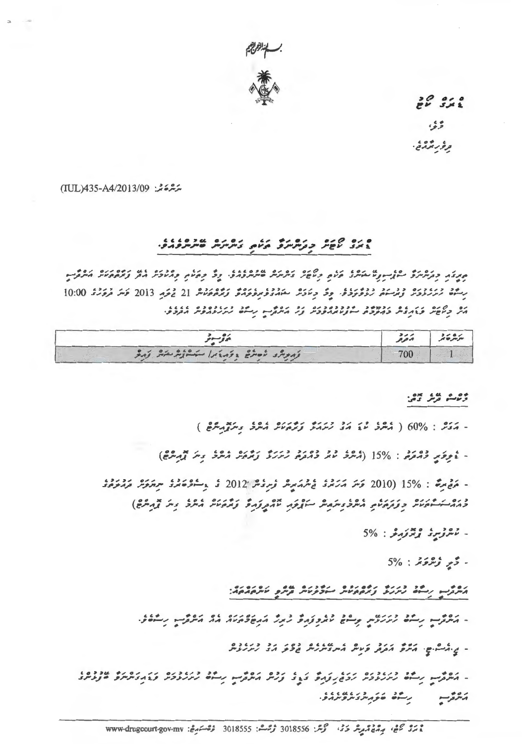ޑްރަގް ކޯޓު

މާލެ،

ދިވެހިރާއްޖެ.

ނަންބަރު: (IUL)435-A4/2013/09

## ޑްރަގް ކޯޓަށް މިދަންނަވާ ތަކެތި ގަނެން ބޭނުންވެއްޖެ.

ތިރީގައި މިދަންނަވާ ސްޕެސިފިކޭޝަނުގެ ތަކެތި މިކޯޓަށް ގަނެން ބޭނުންވެއްޖެ. މިފަދަ ތަކެތި މިއުޞޫލުން ސަޕްލައިކުރެވޭނެ ފަރާތްތަކުން އަންދާސީ ހިސާބު ހުށަހަޅުއްވުމަށް ފޯމު ބަލައިގަނެވޭނެ. މިގޮތުން ހުށަހަޅުއްވާނީ ސަރުކާރުގައި ރަޖިސްޓްރީކުރެވިފައިވާ ފަރާތްތަކުން 21 ޖުލައި 2013 ވަނަ ދުވަހުގެ 10:00 އާއި މިކޯޓަށް ވަޑައިގެން މައުލޫމާތު ސާފުކުރެއްވުމަށްފަހު އަންދާސީ ހިސާބު ހުށަހަޅުއްވުން އެދެމެވެ.

| ނަންބަރު | ޢަދަދު | ބާވަތް |
|---|---|---|
| 1 | 700 | ފައިލިންގ ކެބިނެޓް ޑިވައިޑަރ/ ސަސްޕެންޝަން ފައިލް |

### މާކްސް ދޭނެ ގޮތް:

- އަގަށް : 60% ( އެންމެ ކުޑަ އަގު ހުށަހަޅާ ފަރާތަކަށް އެންމެ މަތީ މާކްސް )
- ޑެލިވަރީ މުއްދަތު : 15% (އެންމެ ކުރު މުއްދަތު ހުށަހަޅާ ފަރާތަކަށް އެންމެ މަތީ މާކްސް)
- ތަޖުރިބާ : 15% (2010 ވަނަ އަހަރުގެ ޖެނުއަރީން ފެށިގެން 2012 ގެ ޑިސެމްބަރުގެ ނިޔަލަށް ދައުލަތުގެ މުއައްސަސާތަކަށް މިފަދަ ތަކެތި އެންމެގިނައިން ސަޕްލައި ކޮށްދީފައިވާ ފަރާތަކަށް އެންމެ މަތީ މާކްސް)
- ކޮންޓްރެކްޓުގެ ފޯމަލިޓީ : 5%
- މާލީ ފެންވަރު : 5%

### އަންދާސީ ހިސާބު ހުށަހަޅާ ފަރާތްތަކުން ސަމާލުކަން ދޭންޖެހޭ ކަންތައްތައް:

- އަންދާސީ ހިސާބު ހުށަހަޅާނީ ސީލްކޮށް ކޮންވެލޮޕެއްގައި ހުރިހާ ތަކެއްޗަށް އެއް އަންދާސީ ހިސާބެވެ.
- ޖީ.އެސް.ޓީ. އާއި އަގު ވަކިން އެނގޭނެ ގޮތަށް އަގު ހުށަހެޅުން
- އަންދާސީ ހިސާބު ހުށަހެޅުމަށް ހަމަޖެހިފައިވާ ގަޑީގެ ފަހުން އަންދާސީ ހިސާބު ހުށަހެޅުމަށް ވަޑައިގަންނަވާ ބޭފުޅުންގެ އަންދާސީ ހިސާބު ބަލައިނުގަނެވޭނެއެވެ.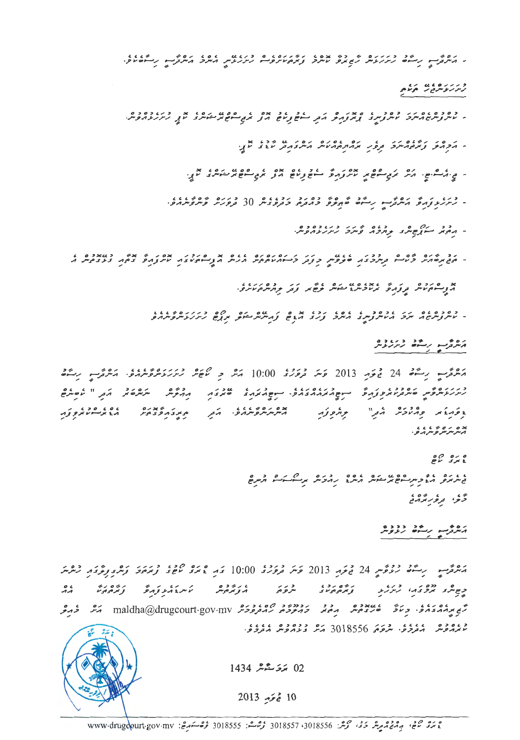- އިންޓަވިއު ހިސާބު ހުށަހަޅަން ހާޒިރުވާ ބޭފުޅުން ކާޑުގެ އަސްލު ގެނެސް ހުށަހަޅަން ވާނެއެވެ.

## ހުށަހަޅަންޖެހޭ ތަކެތި

- ކުންފުންޏެއްނަމަ ކުންފުނީގެ ރަޖިސްޓްރީ އަދި ސާޓިފިކެޓް ޕާޓް ރެޖިސްޓްރޭޝަންގެ ކޮޕީ ހުށަހަޅަންވާނެ.
- އަމިއްލަ ފަރުދެއްނަމަ ދިވެހި ރައްޔިތެއްކަން އަންގައިދޭ ކާޑުގެ ކޮޕީ.
- ޖީ.އެސް.ޓީ. އަށް ރަޖިސްޓްރީ ކުރެވިފައިވާ ސެޓްފިކެޓް ކޮޕީ ރަޖިސްޓްރޭޝަންގެ ކޮޕީ.
- ހުށަހެޅުއްވާ އަންދާސީ ހިސާބު ބާތިލުވާ މުއްދަތު މަދުވެގެން 30 ދުވަހަށް ވާންވާނެއެވެ.
- އިތުރު ސަރވިސްގެ ފީއެއް ވާނަމަ ހުށަހެޅުން.
- ތަޖުރިބާއަށް ވާނަމަ ދިނުމުގައި ބެލޭނީ މީގެ ކުރިން ސަރުކާރުގެ އޮފީސްތަކުގައި ކޮށްދީފައިވާ ޚިދުމަތުގެ ލިޔުން ނުވަތަ އޮފީސްތަކުން ދީފައިވާ ރެކޮމެންޑޭޝަން ލިޔުން ފަދަ ލިޔުންތަކެވެ.
- ކުންފުންޏެއް ނަމަ އެކުންފުނީގެ އަހަރީ އޮޑިޓް ރިޕޯޓް ފައިނޭންޝަލް ސްޓޭޓްމަންޓް ހުށަހަޅަންވާނެއެވެ.

## އަންދާސީ ހިސާބު ހުށަހެޅުން

އަންދާސީ ހިސާބު 24 ޖޫން 2013 ވާ ހޯމަ ދުވަހުގެ 10:00 އަށް މި ކޯޓަށް ހުށަހަޅަންވާނެއެވެ. އަންދާސީ ހިސާބު ހުށަހަޅަންވާނީ ބަންދުކުރެވިފައިވާ ސިއްކަޖަހާފައިވާ ސިޓީއުރައެއްގައެވެ. ސިޓީއުރައިގެ ބޭރުގައި އިއުލާނުގެ ނަންބަރު އަދި "ކޯޓުގެ ފާޚާނާ މަރާމާތުކުރުމަށް" ލިޔެވިފައި ހުންނަންވާނެއެވެ. އަދި ބިޑް ހުށަހަޅާ ފަރާތުގެ ނަން ލިޔެވިފައި ހުންނަންވާނެއެވެ.

ޑްރަގް ކޯޓު
ދިވެހި ބިލްޑިންގ ...
މާލެ، ދިވެހިރާއްޖެ

## އަންދާސީ ހިސާބު ހުޅުވުން

އަންދާސީ ހިސާބު ހުޅުވާނީ 24 ޖޫން 2013 ވާ ހޯމަ ދުވަހުގެ 10:00 ގައި ޑްރަގް ކޯޓުގެ ފުރަބަދަ ފަންގިފިލާގައި ހުންނަ މީޓިންގ ރޫމުގައެވެ. މި މަސައްކަތާ ގުޅޭ އިތުރު މަޢުލޫމާތު maldha@drugcourt.gov.mv އަށް މެއިލް ކޮށް ނުވަތަ ފޯނު ނަންބަރު 3018556 އަށް ގުޅުއްވުން އެދެމެވެ.

02 ޝަޢްބާން 1434

10 ޖޫން 2013